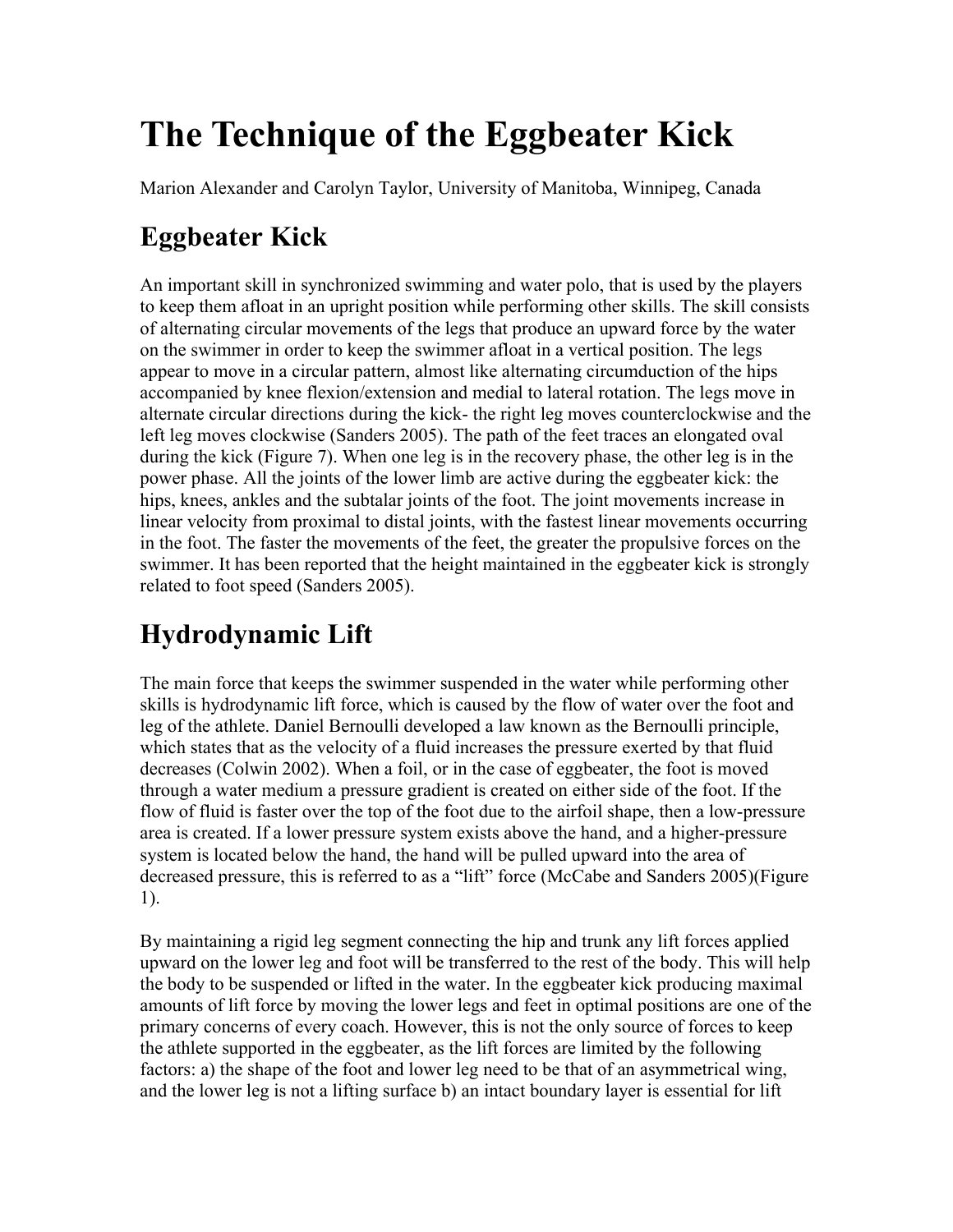# The Technique of the Eggbeater Kick

Marion Alexander and Carolyn Taylor, University of Manitoba, Winnipeg, Canada

## Eggbeater Kick

An important skill in synchronized swimming and water polo, that is used by the players to keep them afloat in an upright position while performing other skills. The skill consists of alternating circular movements of the legs that produce an upward force by the water on the swimmer in order to keep the swimmer afloat in a vertical position. The legs appear to move in a circular pattern, almost like alternating circumduction of the hips accompanied by knee flexion/extension and medial to lateral rotation. The legs move in alternate circular directions during the kick- the right leg moves counterclockwise and the left leg moves clockwise (Sanders 2005). The path of the feet traces an elongated oval during the kick (Figure 7). When one leg is in the recovery phase, the other leg is in the power phase. All the joints of the lower limb are active during the eggbeater kick: the hips, knees, ankles and the subtalar joints of the foot. The joint movements increase in linear velocity from proximal to distal joints, with the fastest linear movements occurring in the foot. The faster the movements of the feet, the greater the propulsive forces on the swimmer. It has been reported that the height maintained in the eggbeater kick is strongly related to foot speed (Sanders 2005).

## Hydrodynamic Lift

The main force that keeps the swimmer suspended in the water while performing other skills is hydrodynamic lift force, which is caused by the flow of water over the foot and leg of the athlete. Daniel Bernoulli developed a law known as the Bernoulli principle, which states that as the velocity of a fluid increases the pressure exerted by that fluid decreases (Colwin 2002). When a foil, or in the case of eggbeater, the foot is moved through a water medium a pressure gradient is created on either side of the foot. If the flow of fluid is faster over the top of the foot due to the airfoil shape, then a low-pressure area is created. If a lower pressure system exists above the hand, and a higher-pressure system is located below the hand, the hand will be pulled upward into the area of decreased pressure, this is referred to as a "lift" force (McCabe and Sanders 2005)(Figure 1).

By maintaining a rigid leg segment connecting the hip and trunk any lift forces applied upward on the lower leg and foot will be transferred to the rest of the body. This will help the body to be suspended or lifted in the water. In the eggbeater kick producing maximal amounts of lift force by moving the lower legs and feet in optimal positions are one of the primary concerns of every coach. However, this is not the only source of forces to keep the athlete supported in the eggbeater, as the lift forces are limited by the following factors: a) the shape of the foot and lower leg need to be that of an asymmetrical wing, and the lower leg is not a lifting surface b) an intact boundary layer is essential for lift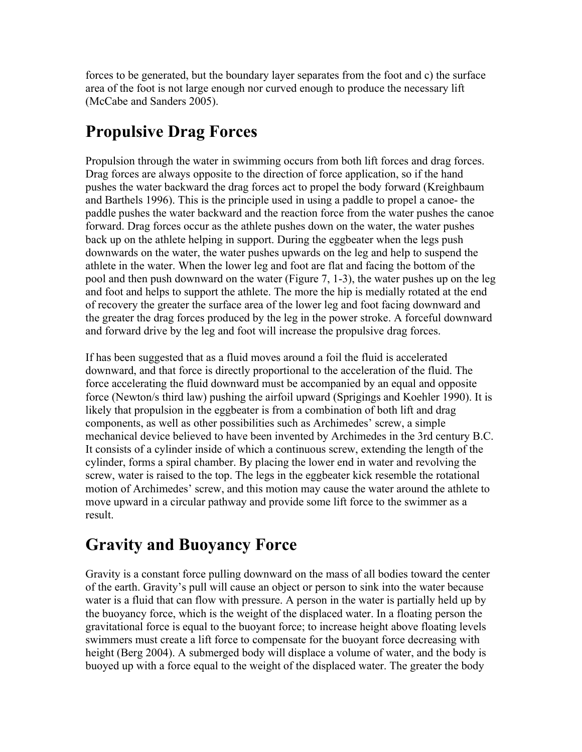forces to be generated, but the boundary layer separates from the foot and c) the surface area of the foot is not large enough nor curved enough to produce the necessary lift (McCabe and Sanders 2005).

## Propulsive Drag Forces

Propulsion through the water in swimming occurs from both lift forces and drag forces. Drag forces are always opposite to the direction of force application, so if the hand pushes the water backward the drag forces act to propel the body forward (Kreighbaum and Barthels 1996). This is the principle used in using a paddle to propel a canoe- the paddle pushes the water backward and the reaction force from the water pushes the canoe forward. Drag forces occur as the athlete pushes down on the water, the water pushes back up on the athlete helping in support. During the eggbeater when the legs push downwards on the water, the water pushes upwards on the leg and help to suspend the athlete in the water. When the lower leg and foot are flat and facing the bottom of the pool and then push downward on the water (Figure 7, 1-3), the water pushes up on the leg and foot and helps to support the athlete. The more the hip is medially rotated at the end of recovery the greater the surface area of the lower leg and foot facing downward and the greater the drag forces produced by the leg in the power stroke. A forceful downward and forward drive by the leg and foot will increase the propulsive drag forces.

If has been suggested that as a fluid moves around a foil the fluid is accelerated downward, and that force is directly proportional to the acceleration of the fluid. The force accelerating the fluid downward must be accompanied by an equal and opposite force (Newton/s third law) pushing the airfoil upward (Sprigings and Koehler 1990). It is likely that propulsion in the eggbeater is from a combination of both lift and drag components, as well as other possibilities such as Archimedes' screw, a simple mechanical device believed to have been invented by Archimedes in the 3rd century B.C. It consists of a cylinder inside of which a continuous screw, extending the length of the cylinder, forms a spiral chamber. By placing the lower end in water and revolving the screw, water is raised to the top. The legs in the eggbeater kick resemble the rotational motion of Archimedes' screw, and this motion may cause the water around the athlete to move upward in a circular pathway and provide some lift force to the swimmer as a result.

## Gravity and Buoyancy Force

Gravity is a constant force pulling downward on the mass of all bodies toward the center of the earth. Gravity's pull will cause an object or person to sink into the water because water is a fluid that can flow with pressure. A person in the water is partially held up by the buoyancy force, which is the weight of the displaced water. In a floating person the gravitational force is equal to the buoyant force; to increase height above floating levels swimmers must create a lift force to compensate for the buoyant force decreasing with height (Berg 2004). A submerged body will displace a volume of water, and the body is buoyed up with a force equal to the weight of the displaced water. The greater the body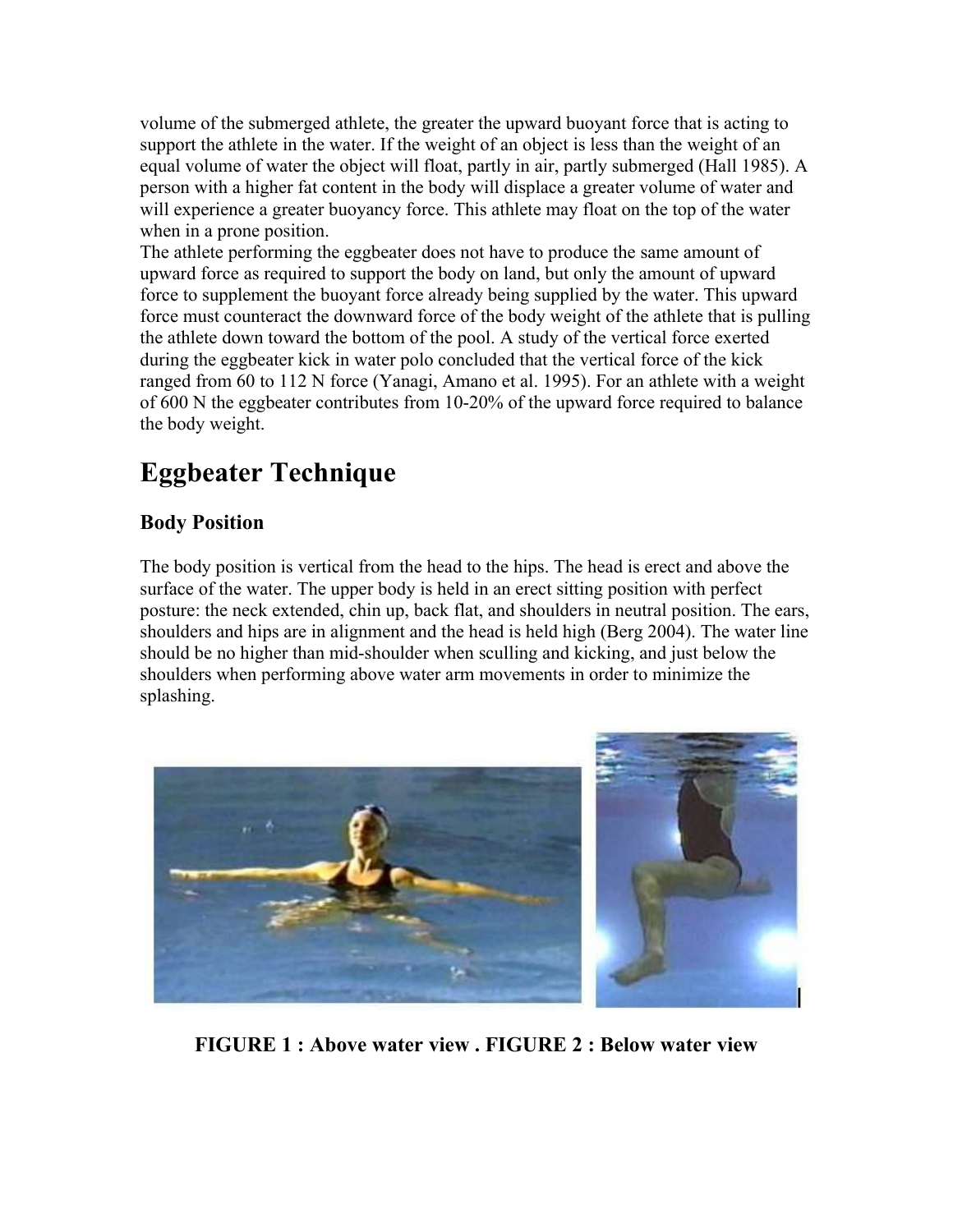volume of the submerged athlete, the greater the upward buoyant force that is acting to support the athlete in the water. If the weight of an object is less than the weight of an equal volume of water the object will float, partly in air, partly submerged (Hall 1985). A person with a higher fat content in the body will displace a greater volume of water and will experience a greater buoyancy force. This athlete may float on the top of the water when in a prone position.

The athlete performing the eggbeater does not have to produce the same amount of upward force as required to support the body on land, but only the amount of upward force to supplement the buoyant force already being supplied by the water. This upward force must counteract the downward force of the body weight of the athlete that is pulling the athlete down toward the bottom of the pool. A study of the vertical force exerted during the eggbeater kick in water polo concluded that the vertical force of the kick ranged from 60 to 112 N force (Yanagi, Amano et al. 1995). For an athlete with a weight of 600 N the eggbeater contributes from 10-20% of the upward force required to balance the body weight.

# Eggbeater Technique

## Body Position

The body position is vertical from the head to the hips. The head is erect and above the surface of the water. The upper body is held in an erect sitting position with perfect posture: the neck extended, chin up, back flat, and shoulders in neutral position. The ears, shoulders and hips are in alignment and the head is held high (Berg 2004). The water line should be no higher than mid-shoulder when sculling and kicking, and just below the shoulders when performing above water arm movements in order to minimize the splashing.

**FIGURE 1 : Above water view . FIGURE 2 : Below water view**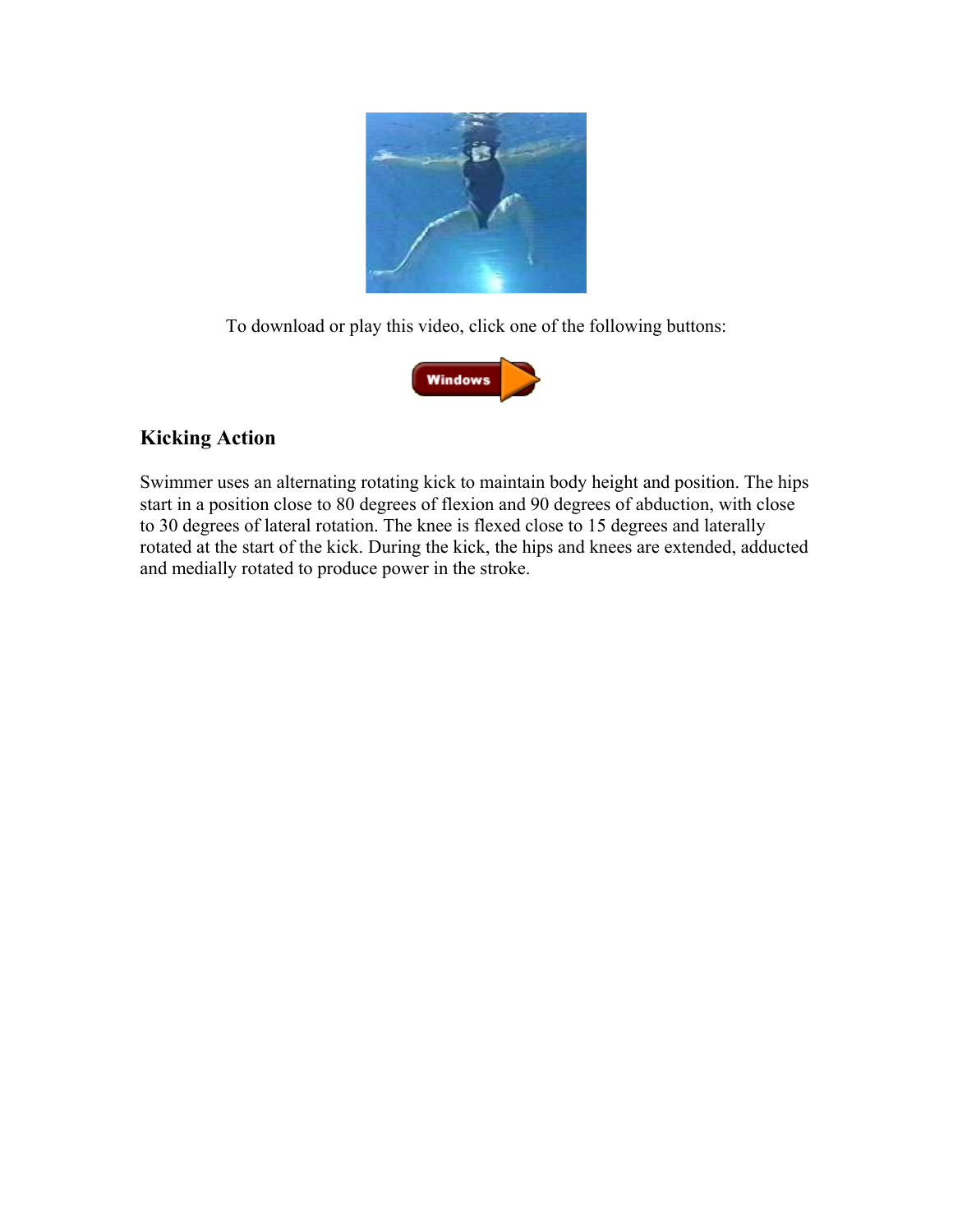To download or play this video, click one of the following buttons:

### Kicking Action

Swimmer uses an alternating rotating kick to maintain body height and position. The hips start in a position close to 80 degrees of flexion and 90 degrees of abduction, with close to 30 degrees of lateral rotation. The knee is flexed close to 15 degrees and laterally rotated at the start of the kick. During the kick, the hips and knees are extended, adducted and medially rotated to produce power in the stroke.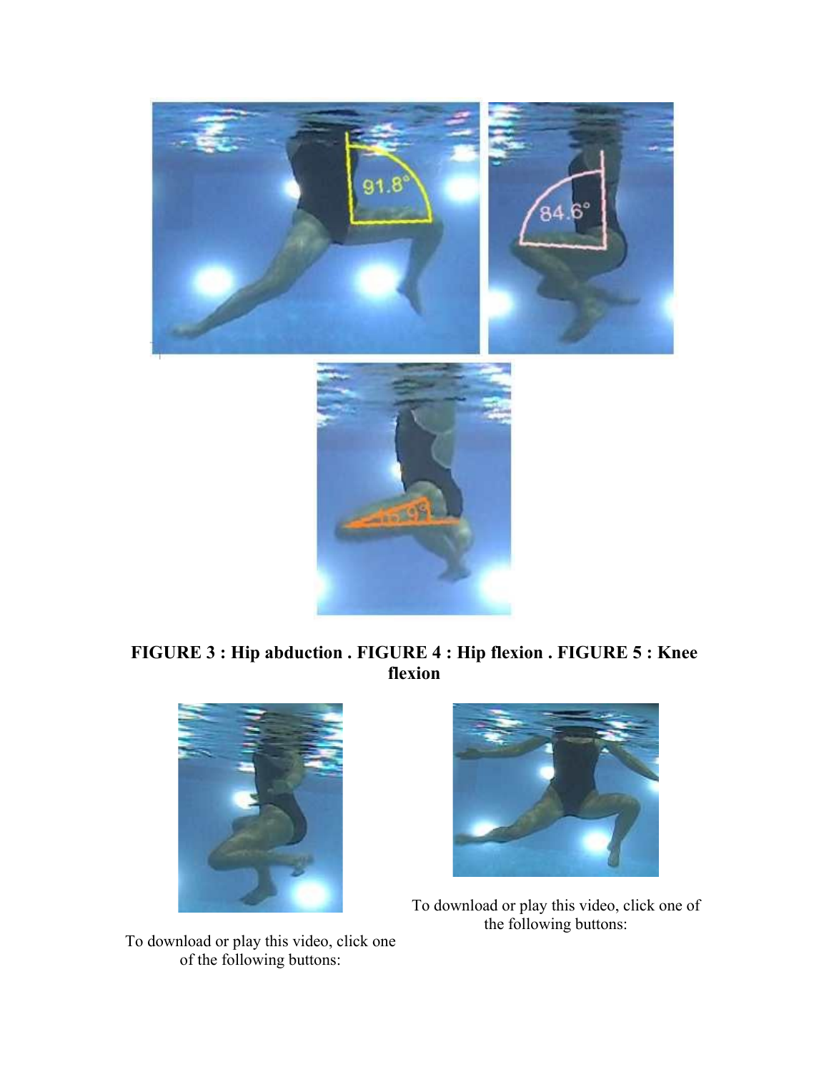**FIGURE 3 : Hip abduction . FIGURE 4 : Hip flexion . FIGURE 5 : Knee flexion**

To download or play this video, click one of the following buttons:

To download or play this video, click one of the following buttons: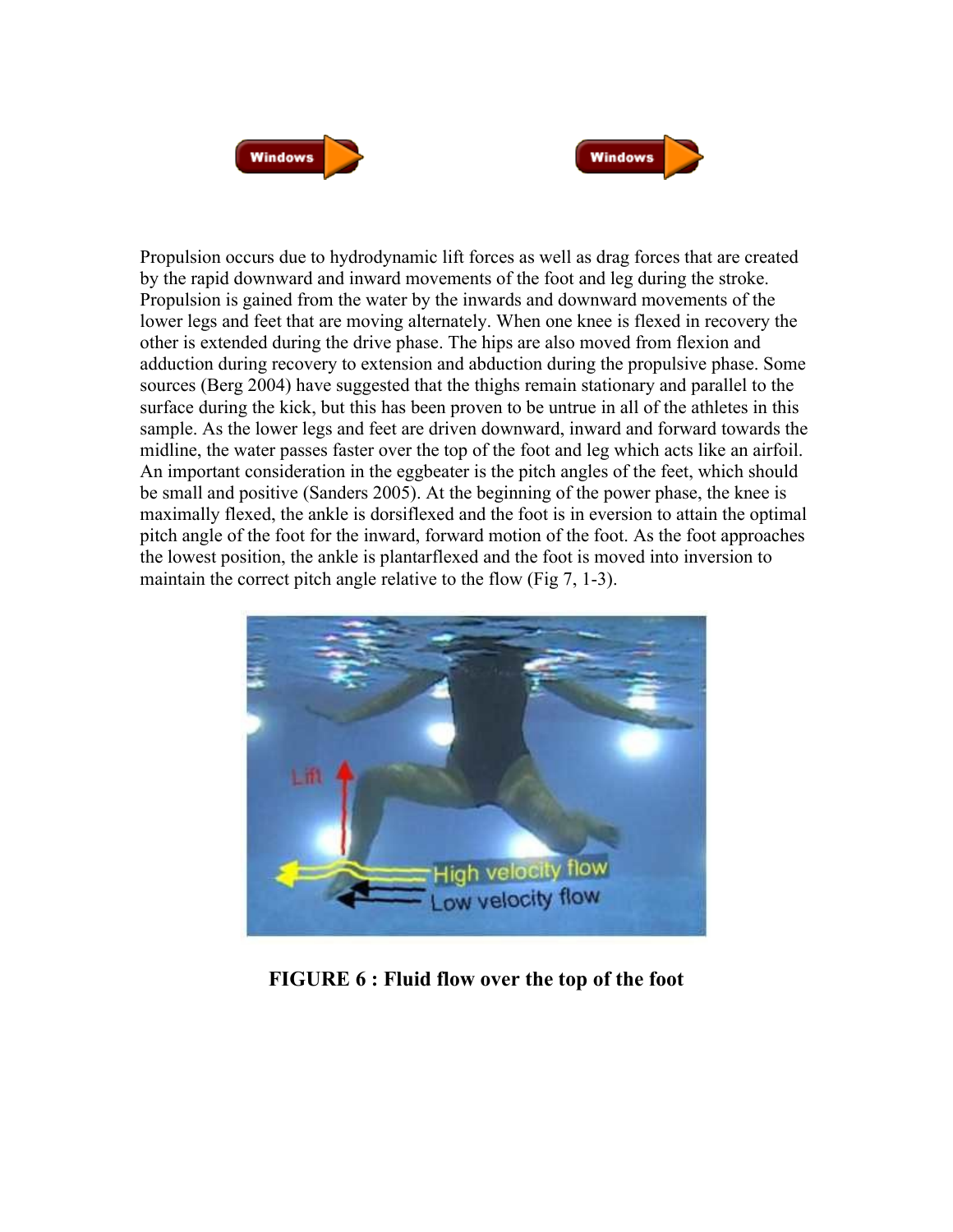Propulsion occurs due to hydrodynamic lift forces as well as drag forces that are created by the rapid downward and inward movements of the foot and leg during the stroke. Propulsion is gained from the water by the inwards and downward movements of the lower legs and feet that are moving alternately. When one knee is flexed in recovery the other is extended during the drive phase. The hips are also moved from flexion and adduction during recovery to extension and abduction during the propulsive phase. Some sources (Berg 2004) have suggested that the thighs remain stationary and parallel to the surface during the kick, but this has been proven to be untrue in all of the athletes in this sample. As the lower legs and feet are driven downward, inward and forward towards the midline, the water passes faster over the top of the foot and leg which acts like an airfoil. An important consideration in the eggbeater is the pitch angles of the feet, which should be small and positive (Sanders 2005). At the beginning of the power phase, the knee is maximally flexed, the ankle is dorsiflexed and the foot is in eversion to attain the optimal pitch angle of the foot for the inward, forward motion of the foot. As the foot approaches the lowest position, the ankle is plantarflexed and the foot is moved into inversion to maintain the correct pitch angle relative to the flow (Fig 7, 1-3).

**FIGURE 6 : Fluid flow over the top of the foot**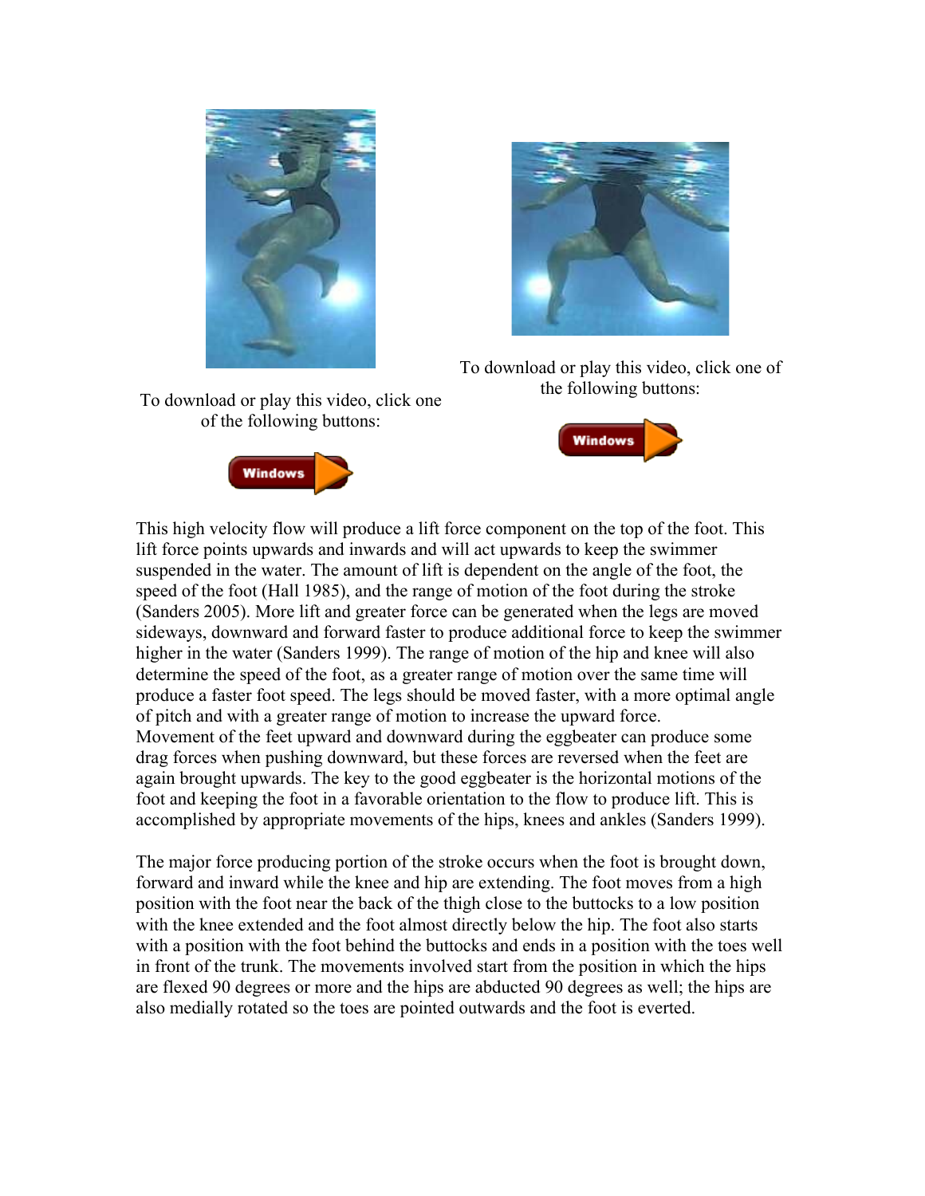To download or play this video, click one of the following buttons:

To download or play this video, click one of the following buttons:

This high velocity flow will produce a lift force component on the top of the foot. This lift force points upwards and inwards and will act upwards to keep the swimmer suspended in the water. The amount of lift is dependent on the angle of the foot, the speed of the foot (Hall 1985), and the range of motion of the foot during the stroke (Sanders 2005). More lift and greater force can be generated when the legs are moved sideways, downward and forward faster to produce additional force to keep the swimmer higher in the water (Sanders 1999). The range of motion of the hip and knee will also determine the speed of the foot, as a greater range of motion over the same time will produce a faster foot speed. The legs should be moved faster, with a more optimal angle of pitch and with a greater range of motion to increase the upward force.
Movement of the feet upward and downward during the eggbeater can produce some drag forces when pushing downward, but these forces are reversed when the feet are again brought upwards. The key to the good eggbeater is the horizontal motions of the foot and keeping the foot in a favorable orientation to the flow to produce lift. This is accomplished by appropriate movements of the hips, knees and ankles (Sanders 1999).

The major force producing portion of the stroke occurs when the foot is brought down, forward and inward while the knee and hip are extending. The foot moves from a high position with the foot near the back of the thigh close to the buttocks to a low position with the knee extended and the foot almost directly below the hip. The foot also starts with a position with the foot behind the buttocks and ends in a position with the toes well in front of the trunk. The movements involved start from the position in which the hips are flexed 90 degrees or more and the hips are abducted 90 degrees as well; the hips are also medially rotated so the toes are pointed outwards and the foot is everted.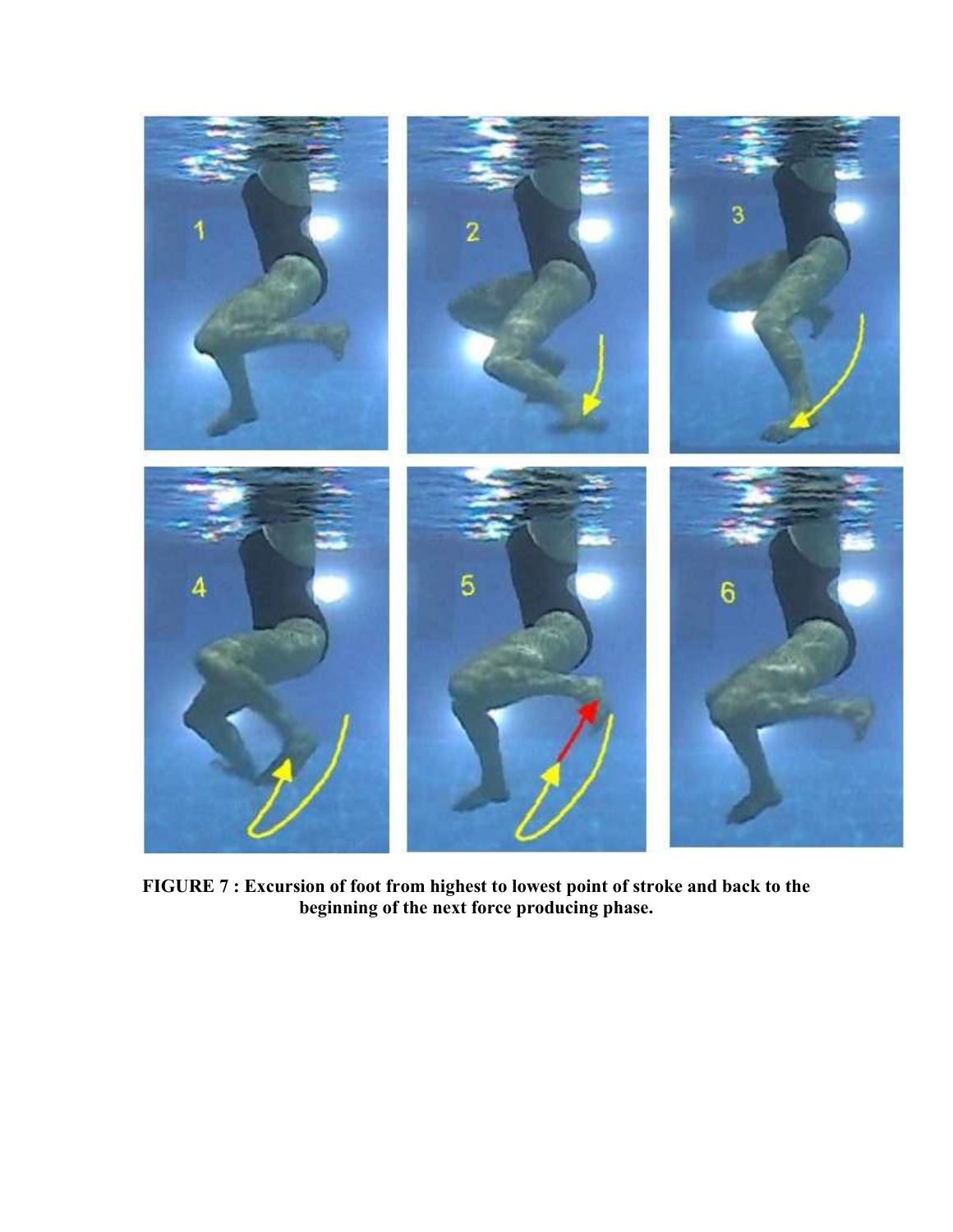**FIGURE 7 : Excursion of foot from highest to lowest point of stroke and back to the beginning of the next force producing phase.**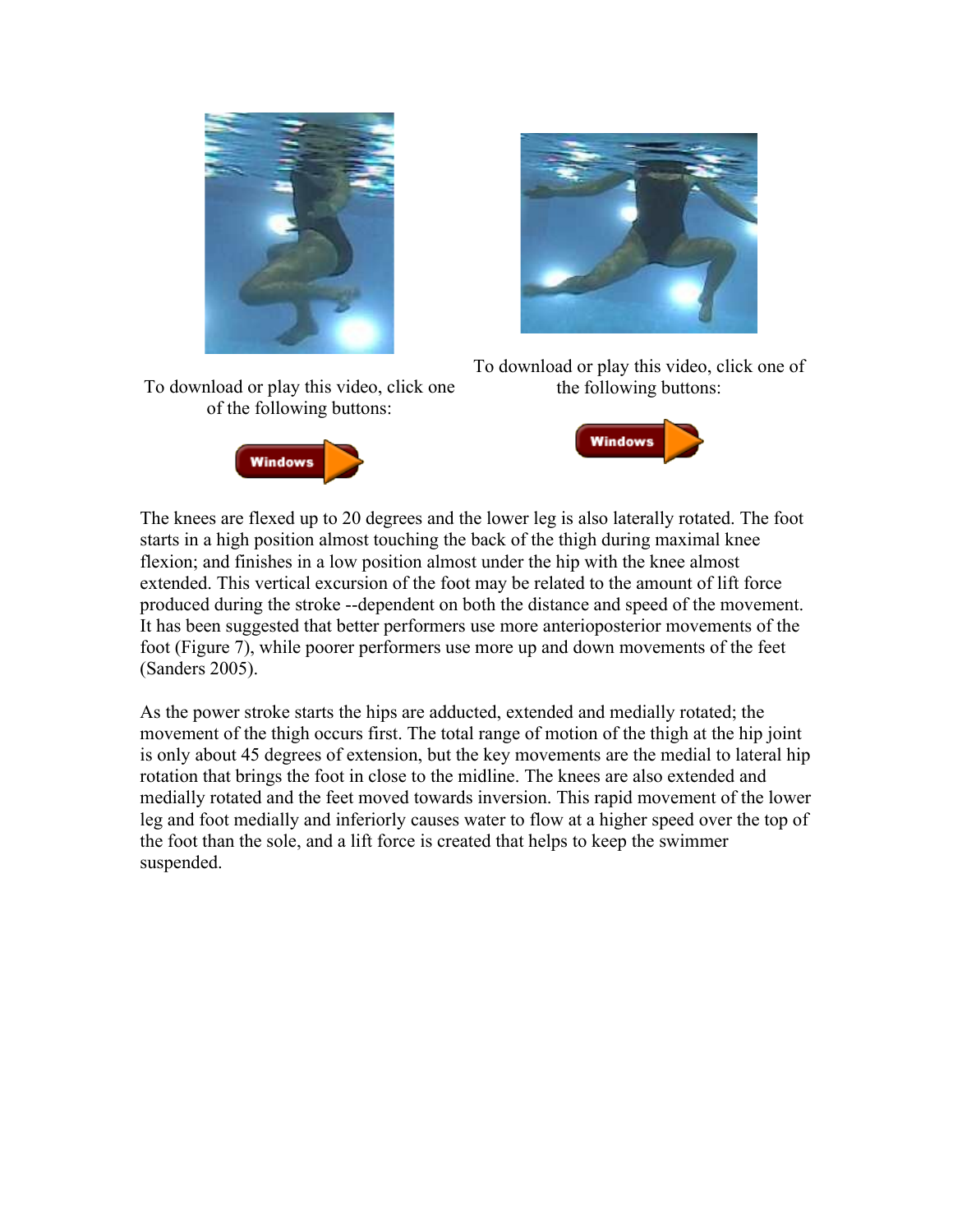To download or play this video, click one of the following buttons:

Windows

To download or play this video, click one of the following buttons:

Windows

The knees are flexed up to 20 degrees and the lower leg is also laterally rotated. The foot starts in a high position almost touching the back of the thigh during maximal knee flexion; and finishes in a low position almost under the hip with the knee almost extended. This vertical excursion of the foot may be related to the amount of lift force produced during the stroke --dependent on both the distance and speed of the movement. It has been suggested that better performers use more anterioposterior movements of the foot (Figure 7), while poorer performers use more up and down movements of the feet (Sanders 2005).

As the power stroke starts the hips are adducted, extended and medially rotated; the movement of the thigh occurs first. The total range of motion of the thigh at the hip joint is only about 45 degrees of extension, but the key movements are the medial to lateral hip rotation that brings the foot in close to the midline. The knees are also extended and medially rotated and the feet moved towards inversion. This rapid movement of the lower leg and foot medially and inferiorly causes water to flow at a higher speed over the top of the foot than the sole, and a lift force is created that helps to keep the swimmer suspended.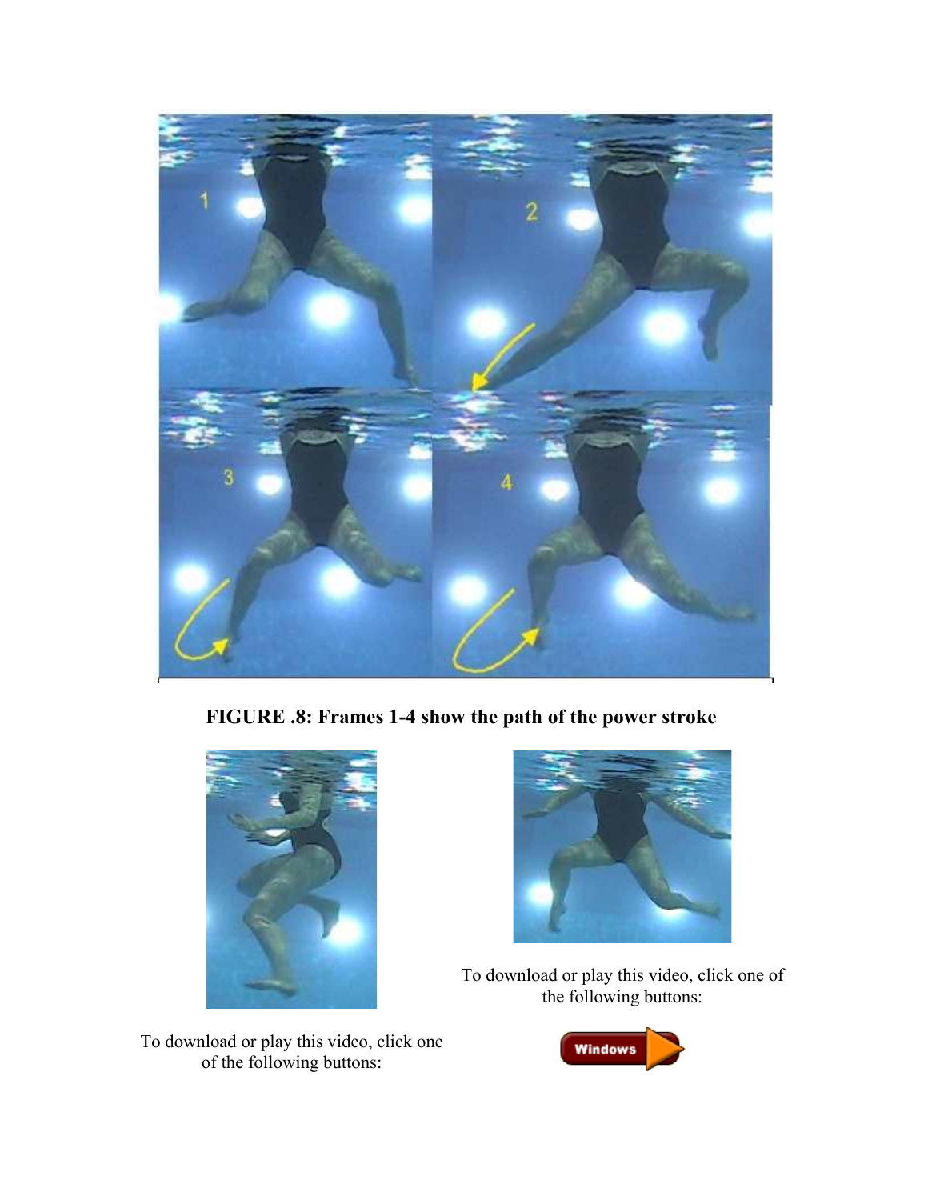**FIGURE .8: Frames 1-4 show the path of the power stroke**

To download or play this video, click one of the following buttons:

To download or play this video, click one of the following buttons: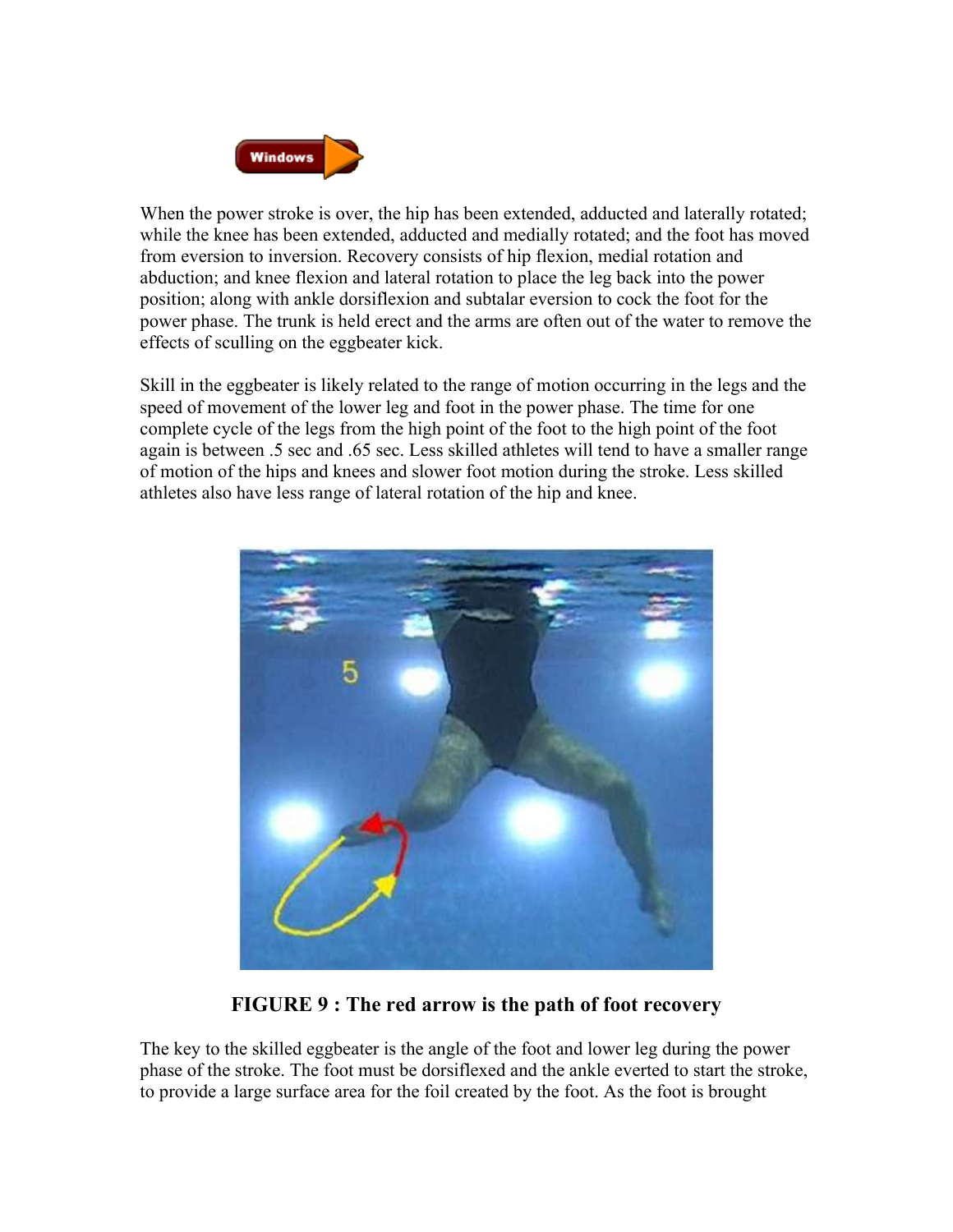When the power stroke is over, the hip has been extended, adducted and laterally rotated; while the knee has been extended, adducted and medially rotated; and the foot has moved from eversion to inversion. Recovery consists of hip flexion, medial rotation and abduction; and knee flexion and lateral rotation to place the leg back into the power position; along with ankle dorsiflexion and subtalar eversion to cock the foot for the power phase. The trunk is held erect and the arms are often out of the water to remove the effects of sculling on the eggbeater kick.

Skill in the eggbeater is likely related to the range of motion occurring in the legs and the speed of movement of the lower leg and foot in the power phase. The time for one complete cycle of the legs from the high point of the foot to the high point of the foot again is between .5 sec and .65 sec. Less skilled athletes will tend to have a smaller range of motion of the hips and knees and slower foot motion during the stroke. Less skilled athletes also have less range of lateral rotation of the hip and knee.

**FIGURE 9 : The red arrow is the path of foot recovery**

The key to the skilled eggbeater is the angle of the foot and lower leg during the power phase of the stroke. The foot must be dorsiflexed and the ankle everted to start the stroke, to provide a large surface area for the foil created by the foot. As the foot is brought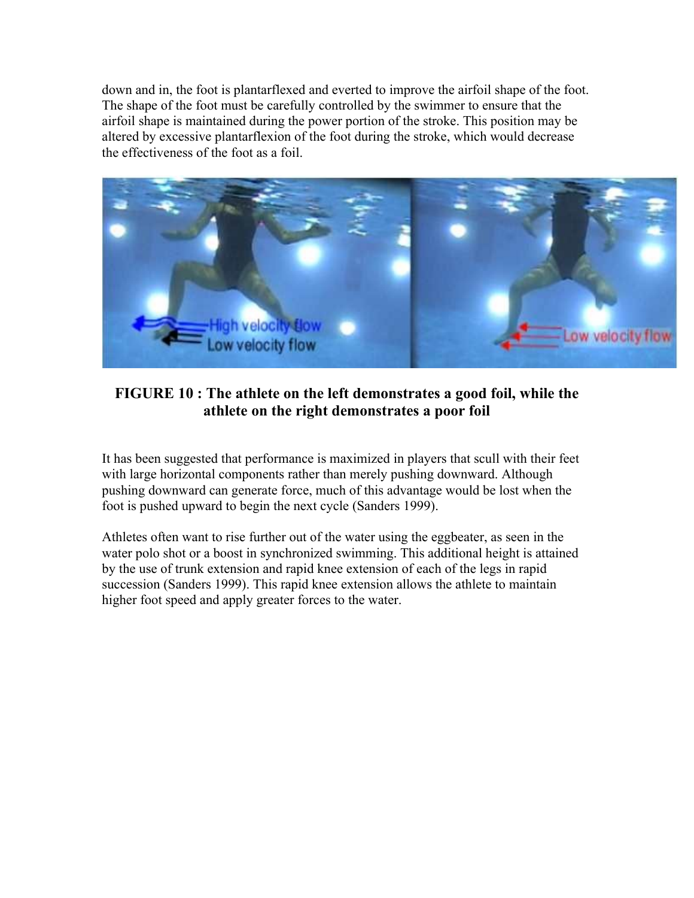down and in, the foot is plantarflexed and everted to improve the airfoil shape of the foot. The shape of the foot must be carefully controlled by the swimmer to ensure that the airfoil shape is maintained during the power portion of the stroke. This position may be altered by excessive plantarflexion of the foot during the stroke, which would decrease the effectiveness of the foot as a foil.

**FIGURE 10 : The athlete on the left demonstrates a good foil, while the athlete on the right demonstrates a poor foil**

It has been suggested that performance is maximized in players that scull with their feet with large horizontal components rather than merely pushing downward. Although pushing downward can generate force, much of this advantage would be lost when the foot is pushed upward to begin the next cycle (Sanders 1999).

Athletes often want to rise further out of the water using the eggbeater, as seen in the water polo shot or a boost in synchronized swimming. This additional height is attained by the use of trunk extension and rapid knee extension of each of the legs in rapid succession (Sanders 1999). This rapid knee extension allows the athlete to maintain higher foot speed and apply greater forces to the water.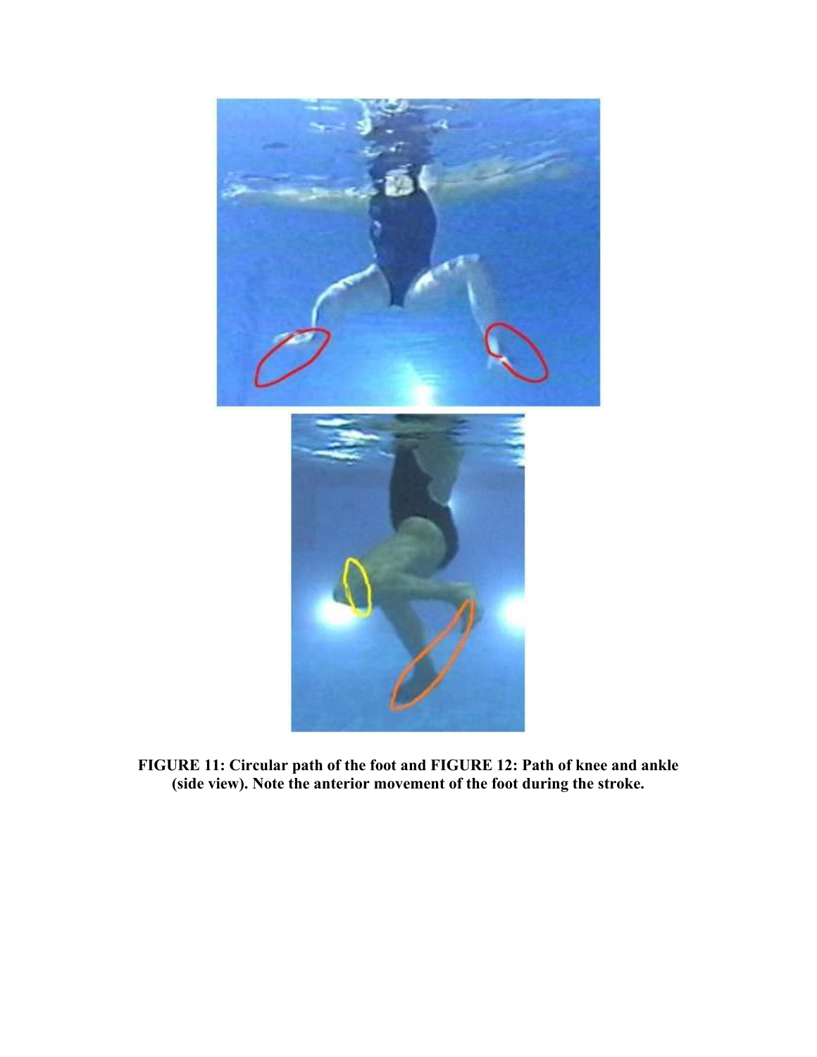**FIGURE 11: Circular path of the foot and FIGURE 12: Path of knee and ankle (side view). Note the anterior movement of the foot during the stroke.**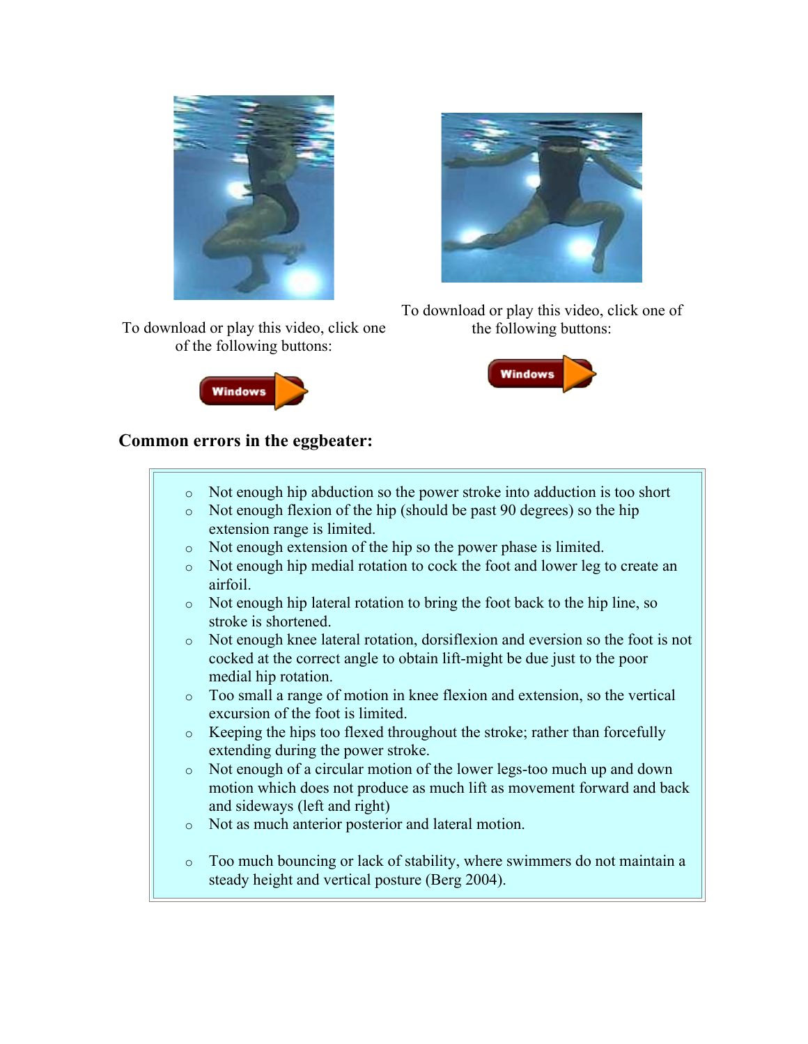To download or play this video, click one of the following buttons:

Windows

To download or play this video, click one of the following buttons:

Windows

### Common errors in the eggbeater:

- Not enough hip abduction so the power stroke into adduction is too short
- Not enough flexion of the hip (should be past 90 degrees) so the hip extension range is limited.
- Not enough extension of the hip so the power phase is limited.
- Not enough hip medial rotation to cock the foot and lower leg to create an airfoil.
- Not enough hip lateral rotation to bring the foot back to the hip line, so stroke is shortened.
- Not enough knee lateral rotation, dorsiflexion and eversion so the foot is not cocked at the correct angle to obtain lift-might be due just to the poor medial hip rotation.
- Too small a range of motion in knee flexion and extension, so the vertical excursion of the foot is limited.
- Keeping the hips too flexed throughout the stroke; rather than forcefully extending during the power stroke.
- Not enough of a circular motion of the lower legs-too much up and down motion which does not produce as much lift as movement forward and back and sideways (left and right)
- Not as much anterior posterior and lateral motion.
- Too much bouncing or lack of stability, where swimmers do not maintain a steady height and vertical posture (Berg 2004).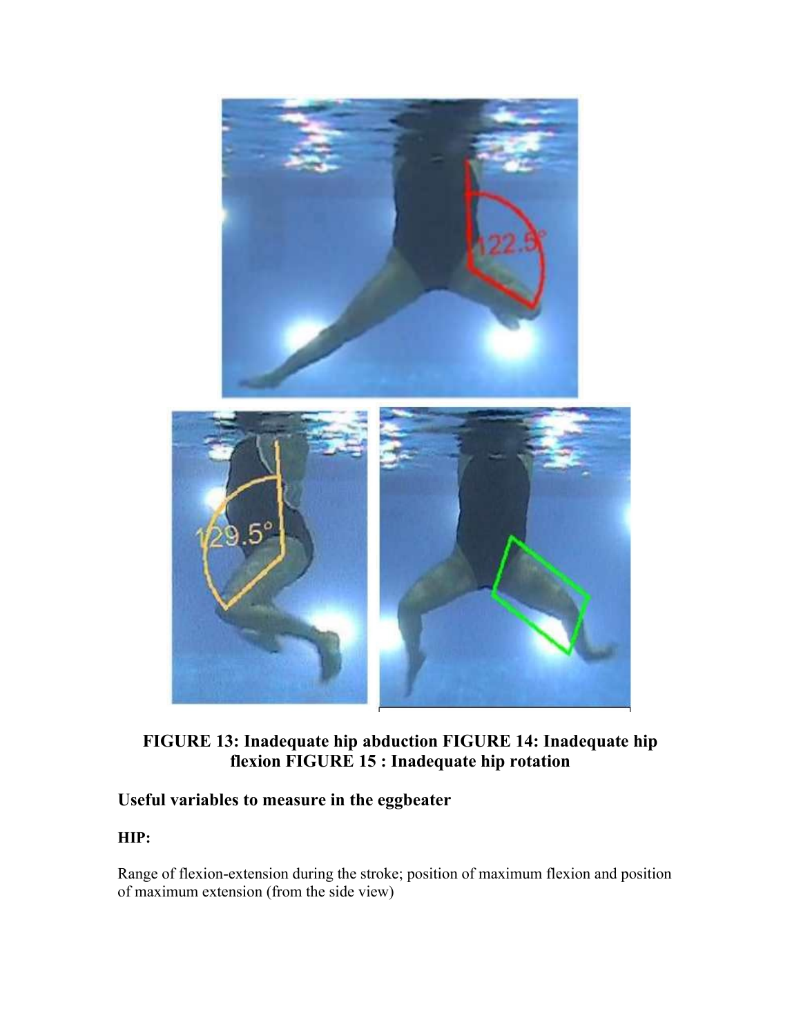**FIGURE 13: Inadequate hip abduction FIGURE 14: Inadequate hip flexion FIGURE 15 : Inadequate hip rotation**

### Useful variables to measure in the eggbeater

**HIP:**

Range of flexion-extension during the stroke; position of maximum flexion and position of maximum extension (from the side view)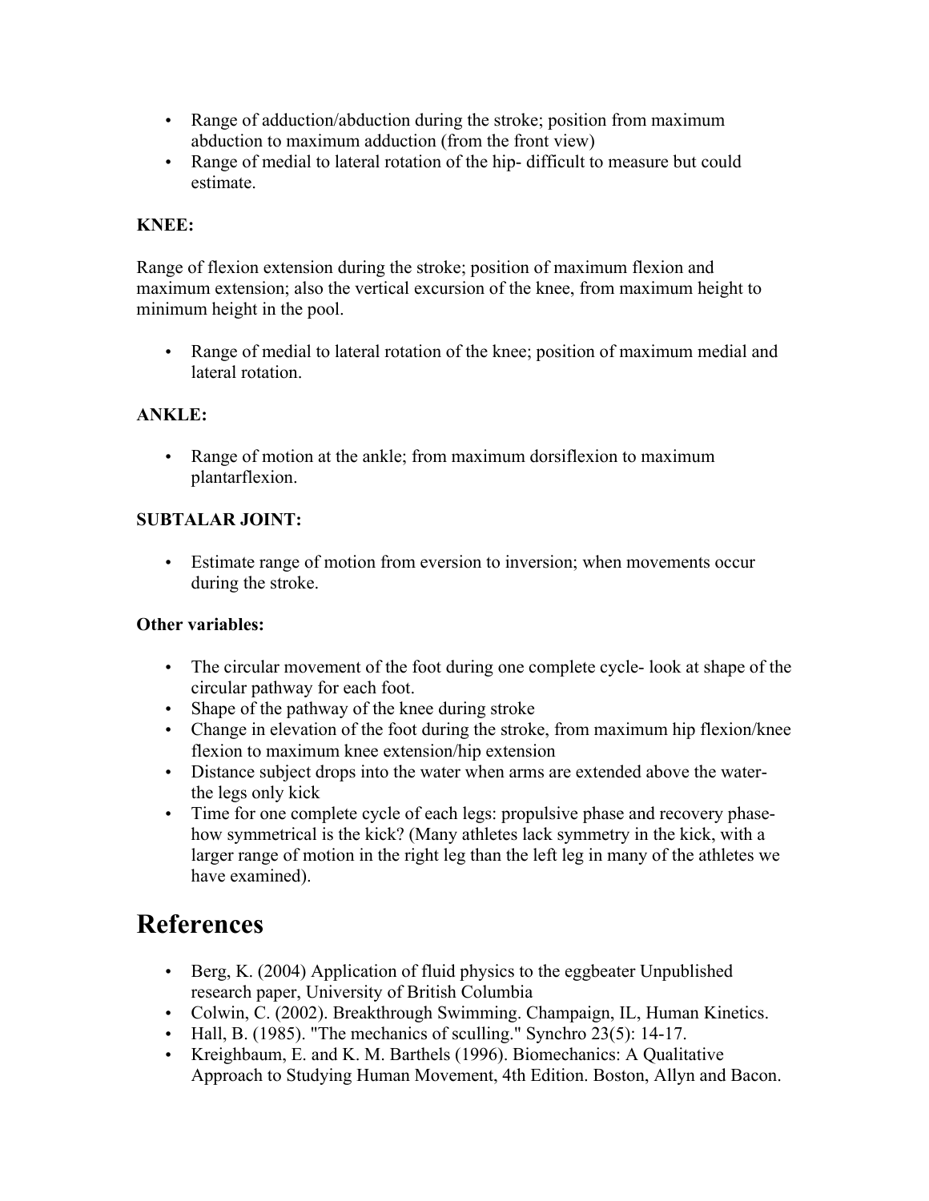- Range of adduction/abduction during the stroke; position from maximum abduction to maximum adduction (from the front view)
- Range of medial to lateral rotation of the hip- difficult to measure but could estimate.

**KNEE:**

Range of flexion extension during the stroke; position of maximum flexion and maximum extension; also the vertical excursion of the knee, from maximum height to minimum height in the pool.

- Range of medial to lateral rotation of the knee; position of maximum medial and lateral rotation.

**ANKLE:**

- Range of motion at the ankle; from maximum dorsiflexion to maximum plantarflexion.

**SUBTALAR JOINT:**

- Estimate range of motion from eversion to inversion; when movements occur during the stroke.

**Other variables:**

- The circular movement of the foot during one complete cycle- look at shape of the circular pathway for each foot.
- Shape of the pathway of the knee during stroke
- Change in elevation of the foot during the stroke, from maximum hip flexion/knee flexion to maximum knee extension/hip extension
- Distance subject drops into the water when arms are extended above the water- the legs only kick
- Time for one complete cycle of each legs: propulsive phase and recovery phase- how symmetrical is the kick? (Many athletes lack symmetry in the kick, with a larger range of motion in the right leg than the left leg in many of the athletes we have examined).

# References

- Berg, K. (2004) Application of fluid physics to the eggbeater Unpublished research paper, University of British Columbia
- Colwin, C. (2002). Breakthrough Swimming. Champaign, IL, Human Kinetics.
- Hall, B. (1985). "The mechanics of sculling." Synchro 23(5): 14-17.
- Kreighbaum, E. and K. M. Barthels (1996). Biomechanics: A Qualitative Approach to Studying Human Movement, 4th Edition. Boston, Allyn and Bacon.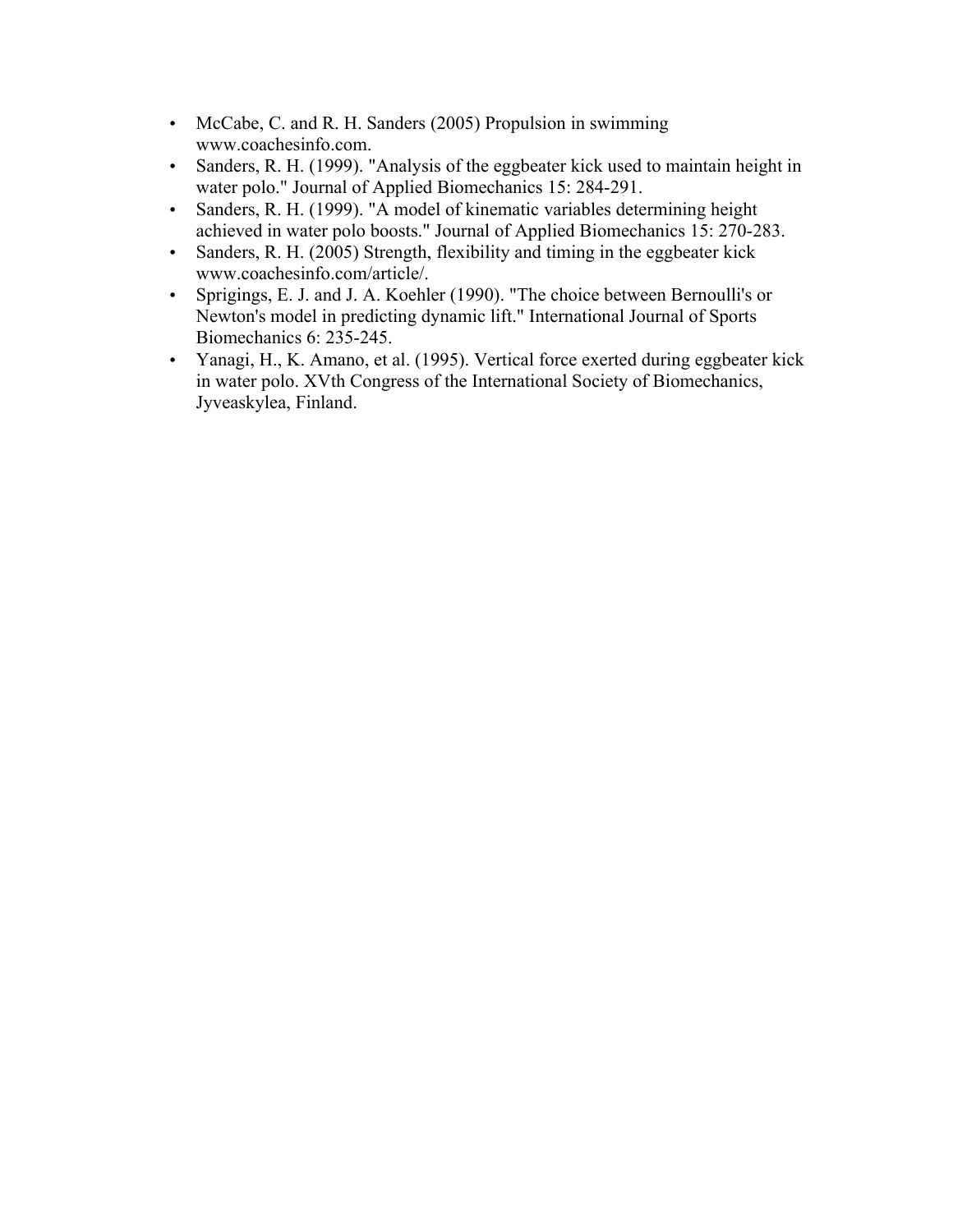- McCabe, C. and R. H. Sanders (2005) Propulsion in swimming www.coachesinfo.com.
- Sanders, R. H. (1999). "Analysis of the eggbeater kick used to maintain height in water polo." Journal of Applied Biomechanics 15: 284-291.
- Sanders, R. H. (1999). "A model of kinematic variables determining height achieved in water polo boosts." Journal of Applied Biomechanics 15: 270-283.
- Sanders, R. H. (2005) Strength, flexibility and timing in the eggbeater kick www.coachesinfo.com/article/.
- Sprigings, E. J. and J. A. Koehler (1990). "The choice between Bernoulli's or Newton's model in predicting dynamic lift." International Journal of Sports Biomechanics 6: 235-245.
- Yanagi, H., K. Amano, et al. (1995). Vertical force exerted during eggbeater kick in water polo. XVth Congress of the International Society of Biomechanics, Jyveaskylea, Finland.